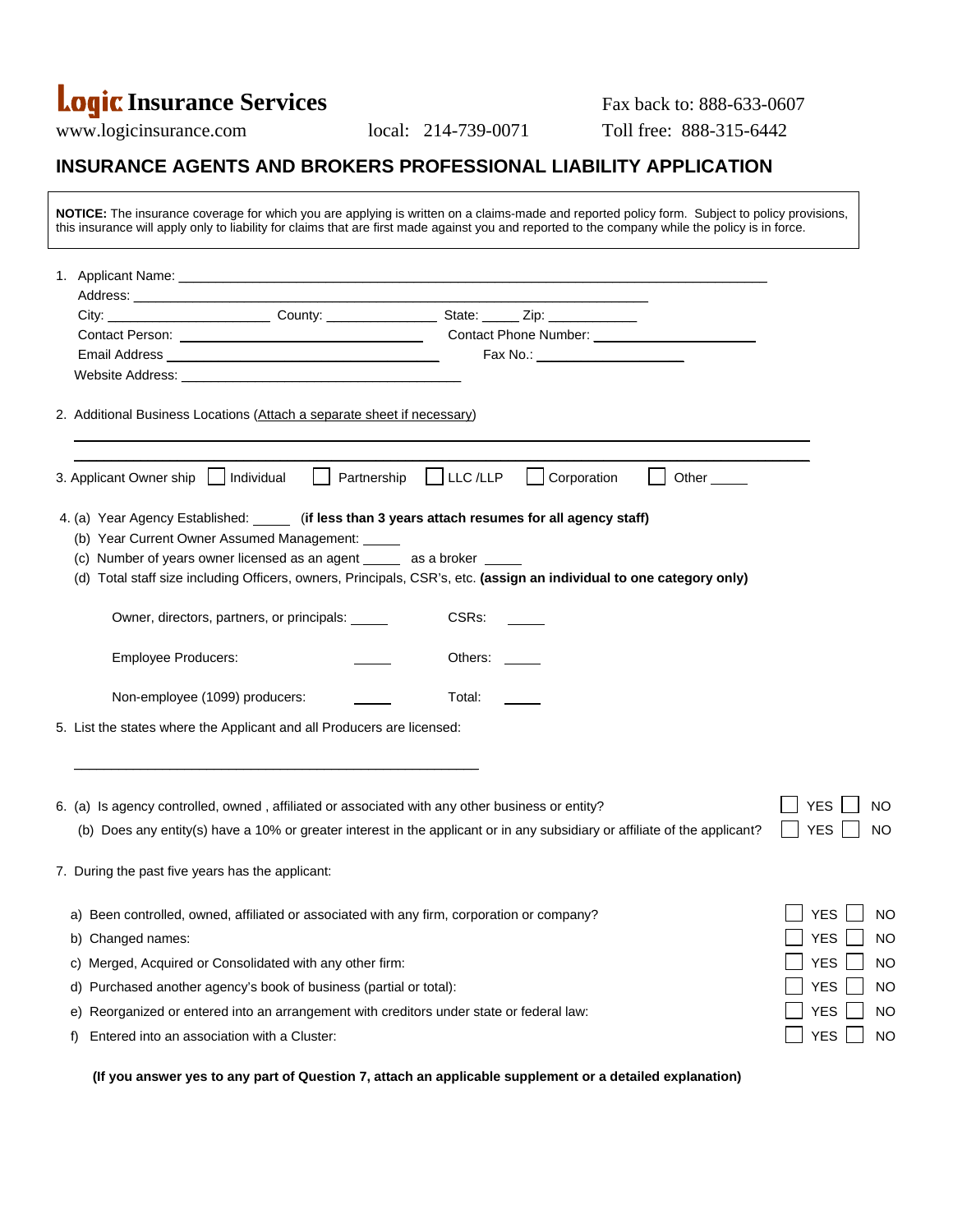**Logic Insurance Services**

www.logicinsurance.com local: 214-739-0071

Fax back to: 888-633-0607

Toll free: 888-315-6442

# INSURANCE AGENTS AND BROKERS PROFESSIONAL LIABILITY APPLICATION

**NOTICE:** The insurance coverage for which you are applying is written on a claims-made and reported policy form. Subject to policy provisions, this insurance will apply only to liability for claims that are first made against you and reported to the company while the policy is in force.

1. Applicant Name: ______________________________
   Address: ______________________________
   City: ______________ County: ______________ State: _____ Zip: ___________
   Contact Person: ______________________________ Contact Phone Number: ______________________
   Email Address ______________________________ Fax No.: ______________________
   Website Address: ______________________________

2. Additional Business Locations (Attach a separate sheet if necessary)

   ______________________________________________________________

   ______________________________________________________________

3. Applicant Owner ship ☐ Individual ☐ Partnership ☐ LLC /LLP ☐ Corporation ☐ Other _____

4. (a) Year Agency Established: _____ (**if less than 3 years attach resumes for all agency staff)**
   (b) Year Current Owner Assumed Management: _____
   (c) Number of years owner licensed as an agent _____ as a broker _____
   (d) Total staff size including Officers, owners, Principals, CSR's, etc. **(assign an individual to one category only)**

   Owner, directors, partners, or principals: _____ CSRs: _____

   Employee Producers: _____ Others: _____

   Non-employee (1099) producers: _____ Total: _____

5. List the states where the Applicant and all Producers are licensed:

   ______________________________________________________________

6. (a) Is agency controlled, owned , affiliated or associated with any other business or entity? ☐ YES ☐ NO
   (b) Does any entity(s) have a 10% or greater interest in the applicant or in any subsidiary or affiliate of the applicant? ☐ YES ☐ NO

7. During the past five years has the applicant:

   a) Been controlled, owned, affiliated or associated with any firm, corporation or company? ☐ YES ☐ NO
   b) Changed names: ☐ YES ☐ NO
   c) Merged, Acquired or Consolidated with any other firm: ☐ YES ☐ NO
   d) Purchased another agency's book of business (partial or total): ☐ YES ☐ NO
   e) Reorganized or entered into an arrangement with creditors under state or federal law: ☐ YES ☐ NO
   f) Entered into an association with a Cluster: ☐ YES ☐ NO

**(If you answer yes to any part of Question 7, attach an applicable supplement or a detailed explanation)**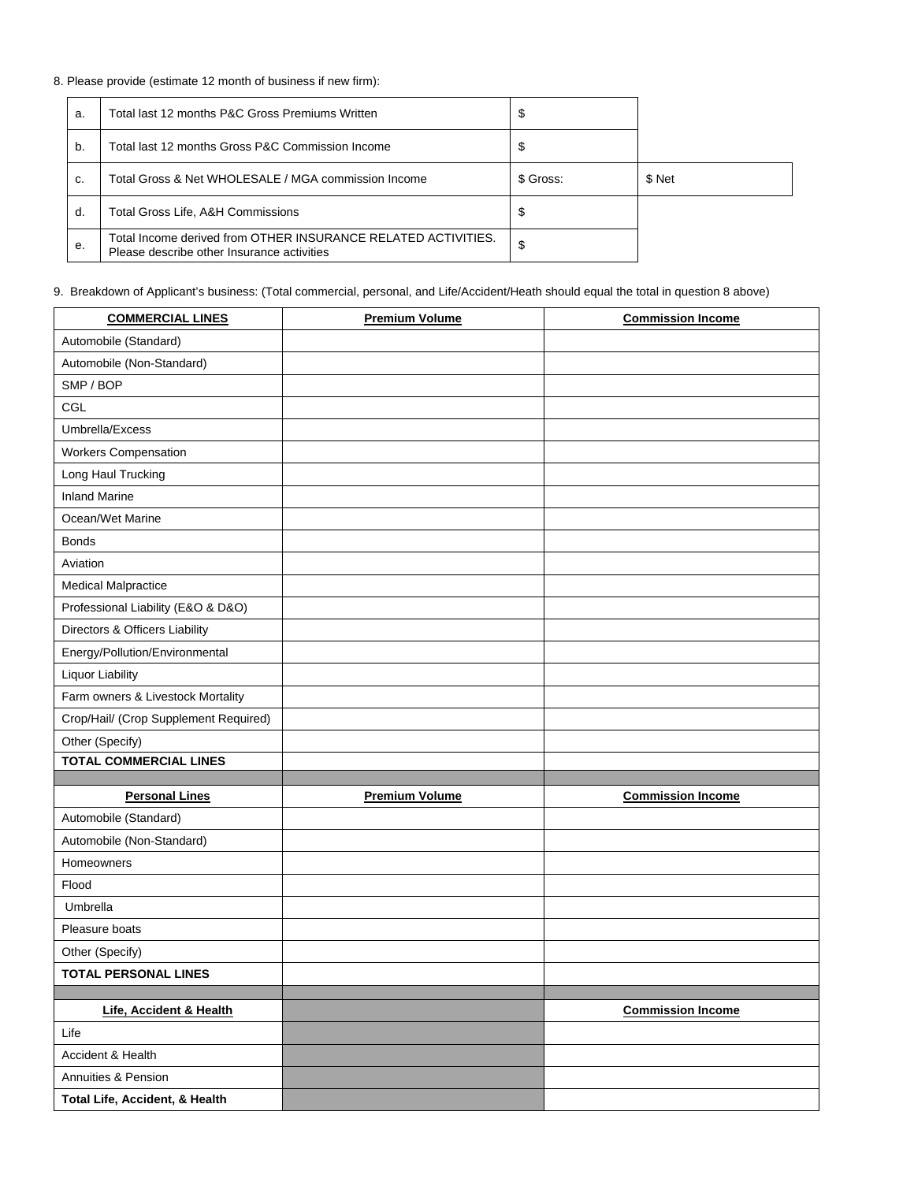8. Please provide (estimate 12 month of business if new firm):

| | | | |
|---|---|---|---|
| a. | Total last 12 months P&C Gross Premiums Written | $ | |
| b. | Total last 12 months Gross P&C Commission Income | $ | |
| c. | Total Gross & Net WHOLESALE / MGA commission Income | $ Gross: | $ Net |
| d. | Total Gross Life, A&H Commissions | $ | |
| e. | Total Income derived from OTHER INSURANCE RELATED ACTIVITIES. Please describe other Insurance activities | $ | |

9. Breakdown of Applicant's business: (Total commercial, personal, and Life/Accident/Heath should equal the total in question 8 above)

| **COMMERCIAL LINES** | **Premium Volume** | **Commission Income** |
|---|---|---|
| Automobile (Standard) | | |
| Automobile (Non-Standard) | | |
| SMP / BOP | | |
| CGL | | |
| Umbrella/Excess | | |
| Workers Compensation | | |
| Long Haul Trucking | | |
| Inland Marine | | |
| Ocean/Wet Marine | | |
| Bonds | | |
| Aviation | | |
| Medical Malpractice | | |
| Professional Liability (E&O & D&O) | | |
| Directors & Officers Liability | | |
| Energy/Pollution/Environmental | | |
| Liquor Liability | | |
| Farm owners & Livestock Mortality | | |
| Crop/Hail/ (Crop Supplement Required) | | |
| Other (Specify) | | |
| **TOTAL COMMERCIAL LINES** | | |
| | | |
| **Personal Lines** | **Premium Volume** | **Commission Income** |
| Automobile (Standard) | | |
| Automobile (Non-Standard) | | |
| Homeowners | | |
| Flood | | |
| Umbrella | | |
| Pleasure boats | | |
| Other (Specify) | | |
| **TOTAL PERSONAL LINES** | | |
| | | |
| **Life, Accident & Health** | | **Commission Income** |
| Life | | |
| Accident & Health | | |
| Annuities & Pension | | |
| **Total Life, Accident, & Health** | | |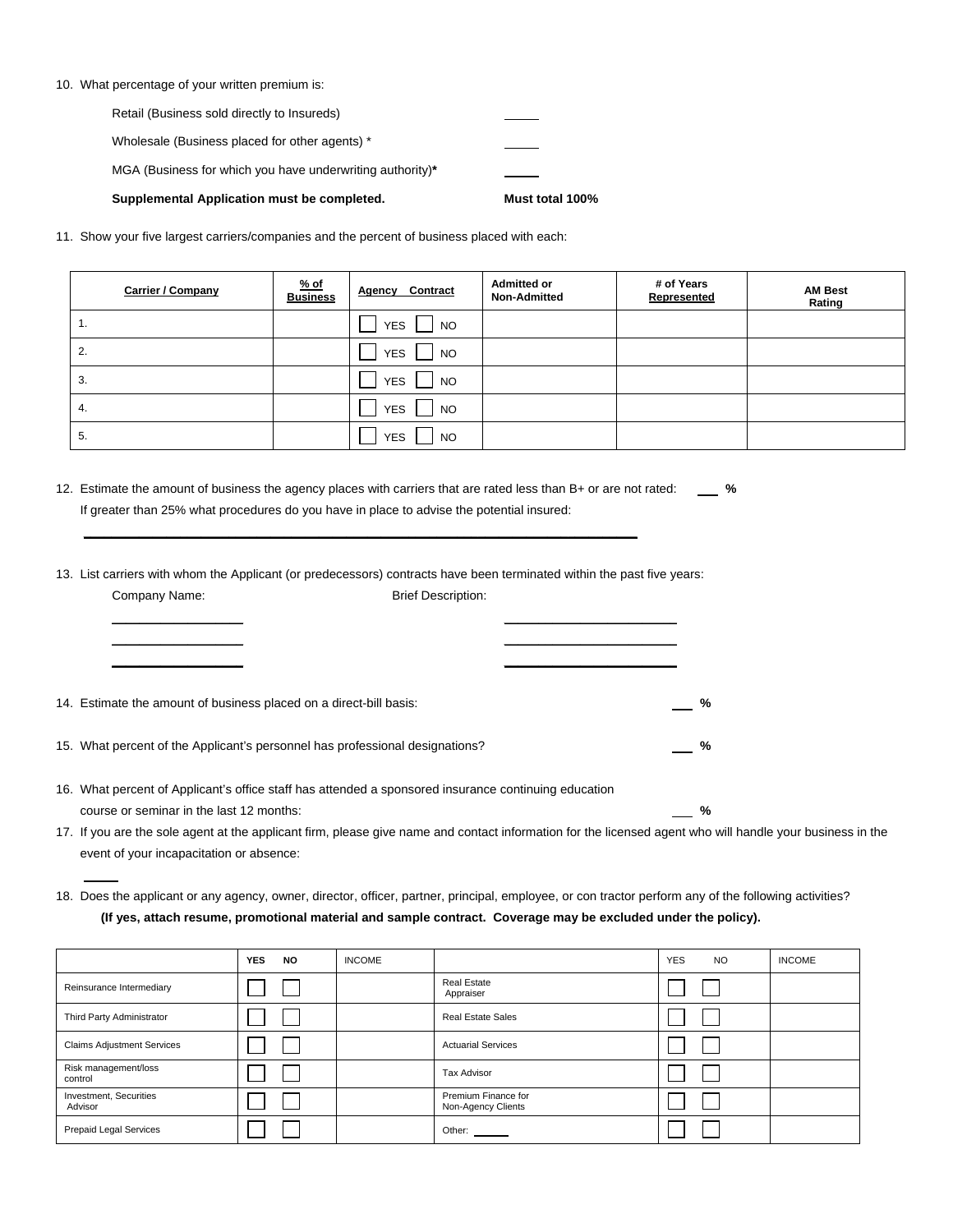10. What percentage of your written premium is:

| | |
|---|---|
| Retail (Business sold directly to Insureds) | _____ |
| Wholesale (Business placed for other agents) * | _____ |
| MGA (Business for which you have underwriting authority)* | _____ |
| **Supplemental Application must be completed.** | **Must total 100%** |

11. Show your five largest carriers/companies and the percent of business placed with each:

| Carrier / Company | % of Business | Agency Contract | Admitted or Non-Admitted | # of Years Represented | AM Best Rating |
|---|---|---|---|---|---|
| 1. | | ☐ YES ☐ NO | | | |
| 2. | | ☐ YES ☐ NO | | | |
| 3. | | ☐ YES ☐ NO | | | |
| 4. | | ☐ YES ☐ NO | | | |
| 5. | | ☐ YES ☐ NO | | | |

12. Estimate the amount of business the agency places with carriers that are rated less than B+ or are not rated: ___ **%**
    If greater than 25% what procedures do you have in place to advise the potential insured:

    ______________________________________________________________

13. List carriers with whom the Applicant (or predecessors) contracts have been terminated within the past five years:

| Company Name: | Brief Description: |
|---|---|
| ______________ | ____________________ |
| ______________ | ____________________ |
| ______________ | ____________________ |

14. Estimate the amount of business placed on a direct-bill basis: ___ **%**

15. What percent of the Applicant's personnel has professional designations? ___ **%**

16. What percent of Applicant's office staff has attended a sponsored insurance continuing education course or seminar in the last 12 months: ___ **%**

17. If you are the sole agent at the applicant firm, please give name and contact information for the licensed agent who will handle your business in the event of your incapacitation or absence:

    _____

18. Does the applicant or any agency, owner, director, officer, partner, principal, employee, or con tractor perform any of the following activities?
    **(If yes, attach resume, promotional material and sample contract. Coverage may be excluded under the policy).**

| | YES NO | INCOME | | YES NO | INCOME |
|---|---|---|---|---|---|
| Reinsurance Intermediary | ☐ ☐ | | Real Estate Appraiser | ☐ ☐ | |
| Third Party Administrator | ☐ ☐ | | Real Estate Sales | ☐ ☐ | |
| Claims Adjustment Services | ☐ ☐ | | Actuarial Services | ☐ ☐ | |
| Risk management/loss control | ☐ ☐ | | Tax Advisor | ☐ ☐ | |
| Investment, Securities Advisor | ☐ ☐ | | Premium Finance for Non-Agency Clients | ☐ ☐ | |
| Prepaid Legal Services | ☐ ☐ | | Other: _____ | ☐ ☐ | |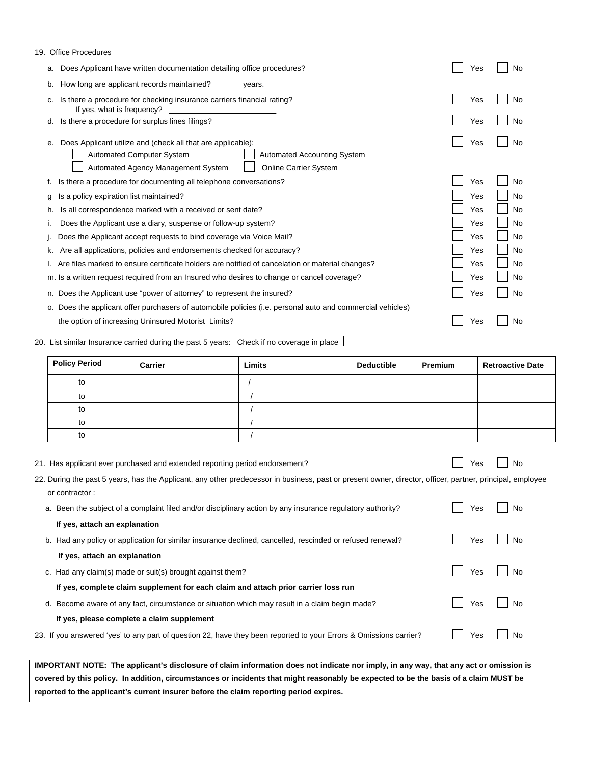19. Office Procedures

a. Does Applicant have written documentation detailing office procedures? ☐ Yes ☐ No

b. How long are applicant records maintained? _____ years.

c. Is there a procedure for checking insurance carriers financial rating? ☐ Yes ☐ No
   If yes, what is frequency? ________________________

d. Is there a procedure for surplus lines filings? ☐ Yes ☐ No

e. Does Applicant utilize and (check all that are applicable): ☐ Yes ☐ No
   ☐ Automated Computer System ☐ Automated Accounting System
   ☐ Automated Agency Management System ☐ Online Carrier System

f. Is there a procedure for documenting all telephone conversations? ☐ Yes ☐ No

g Is a policy expiration list maintained? ☐ Yes ☐ No

h. Is all correspondence marked with a received or sent date? ☐ Yes ☐ No

i. Does the Applicant use a diary, suspense or follow-up system? ☐ Yes ☐ No

j. Does the Applicant accept requests to bind coverage via Voice Mail? ☐ Yes ☐ No

k. Are all applications, policies and endorsements checked for accuracy? ☐ Yes ☐ No

l. Are files marked to ensure certificate holders are notified of cancelation or material changes? ☐ Yes ☐ No

m. Is a written request required from an Insured who desires to change or cancel coverage? ☐ Yes ☐ No

n. Does the Applicant use "power of attorney" to represent the insured? ☐ Yes ☐ No

o. Does the applicant offer purchasers of automobile policies (i.e. personal auto and commercial vehicles) the option of increasing Uninsured Motorist Limits? ☐ Yes ☐ No

20. List similar Insurance carried during the past 5 years: Check if no coverage in place ☐

| Policy Period | Carrier | Limits | Deductible | Premium | Retroactive Date |
|---|---|---|---|---|---|
| to | | / | | | |
| to | | / | | | |
| to | | / | | | |
| to | | / | | | |
| to | | / | | | |

21. Has applicant ever purchased and extended reporting period endorsement? ☐ Yes ☐ No

22. During the past 5 years, has the Applicant, any other predecessor in business, past or present owner, director, officer, partner, principal, employee or contractor :

a. Been the subject of a complaint filed and/or disciplinary action by any insurance regulatory authority? ☐ Yes ☐ No

**If yes, attach an explanation**

b. Had any policy or application for similar insurance declined, cancelled, rescinded or refused renewal? ☐ Yes ☐ No

**If yes, attach an explanation**

c. Had any claim(s) made or suit(s) brought against them? ☐ Yes ☐ No

**If yes, complete claim supplement for each claim and attach prior carrier loss run**

d. Become aware of any fact, circumstance or situation which may result in a claim begin made? ☐ Yes ☐ No

**If yes, please complete a claim supplement**

23. If you answered 'yes' to any part of question 22, have they been reported to your Errors & Omissions carrier? ☐ Yes ☐ No

**IMPORTANT NOTE: The applicant's disclosure of claim information does not indicate nor imply, in any way, that any act or omission is covered by this policy. In addition, circumstances or incidents that might reasonably be expected to be the basis of a claim MUST be reported to the applicant's current insurer before the claim reporting period expires.**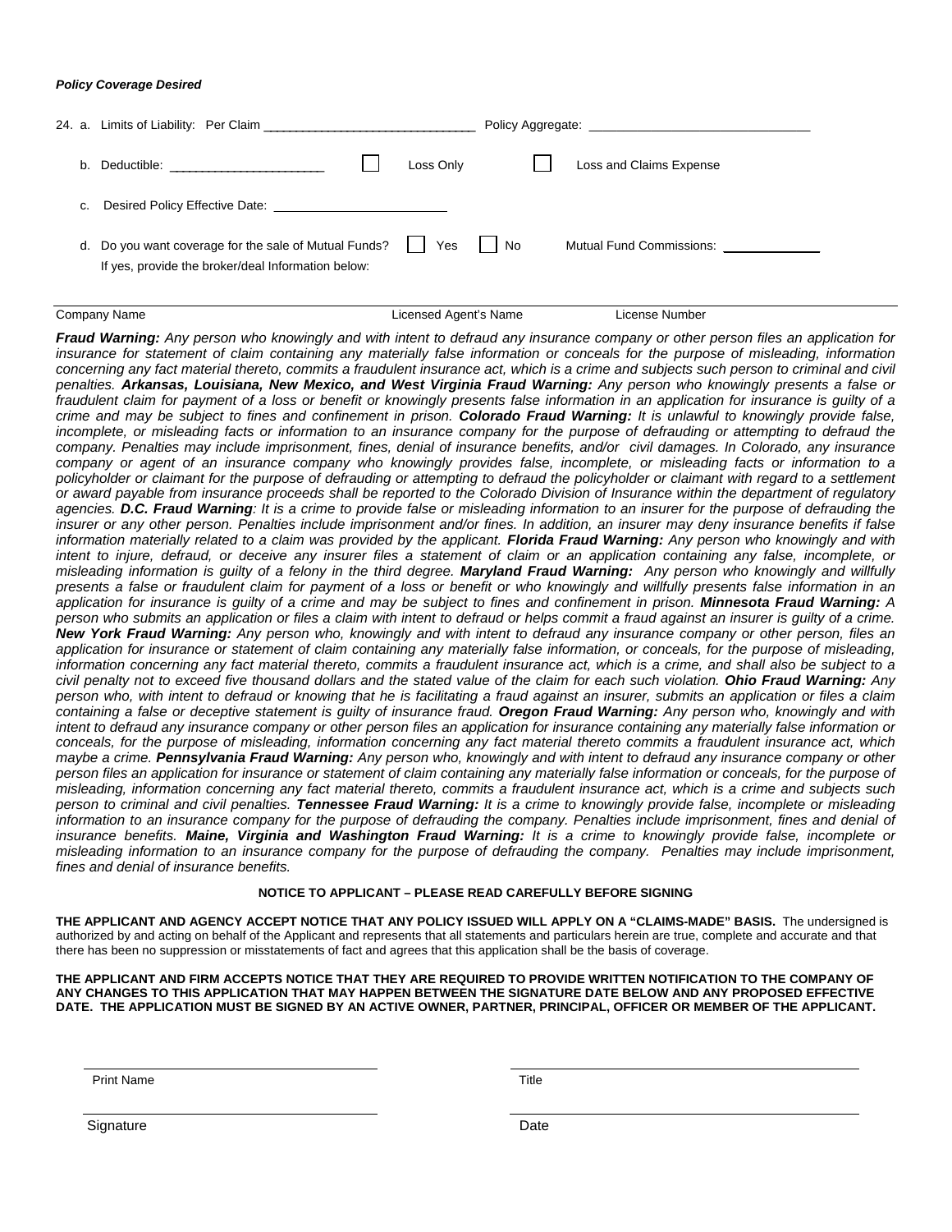***Policy Coverage Desired***

24. a. Limits of Liability: Per Claim ______________________________ Policy Aggregate: ______________________________

b. Deductible: ______________________ ☐ Loss Only ☐ Loss and Claims Expense

c. Desired Policy Effective Date: ______________________

d. Do you want coverage for the sale of Mutual Funds? ☐ Yes ☐ No Mutual Fund Commissions: ____________

If yes, provide the broker/deal Information below:

| Company Name | Licensed Agent's Name | License Number |
|---|---|---|
| | | |

***Fraud Warning:*** *Any person who knowingly and with intent to defraud any insurance company or other person files an application for insurance for statement of claim containing any materially false information or conceals for the purpose of misleading, information concerning any fact material thereto, commits a fraudulent insurance act, which is a crime and subjects such person to criminal and civil penalties.* ***Arkansas, Louisiana, New Mexico, and West Virginia Fraud Warning:*** *Any person who knowingly presents a false or fraudulent claim for payment of a loss or benefit or knowingly presents false information in an application for insurance is guilty of a crime and may be subject to fines and confinement in prison.* ***Colorado Fraud Warning:*** *It is unlawful to knowingly provide false, incomplete, or misleading facts or information to an insurance company for the purpose of defrauding or attempting to defraud the company. Penalties may include imprisonment, fines, denial of insurance benefits, and/or civil damages. In Colorado, any insurance company or agent of an insurance company who knowingly provides false, incomplete, or misleading facts or information to a policyholder or claimant for the purpose of defrauding or attempting to defraud the policyholder or claimant with regard to a settlement or award payable from insurance proceeds shall be reported to the Colorado Division of Insurance within the department of regulatory agencies.* ***D.C. Fraud Warning****: It is a crime to provide false or misleading information to an insurer for the purpose of defrauding the insurer or any other person. Penalties include imprisonment and/or fines. In addition, an insurer may deny insurance benefits if false information materially related to a claim was provided by the applicant.* ***Florida Fraud Warning:*** *Any person who knowingly and with intent to injure, defraud, or deceive any insurer files a statement of claim or an application containing any false, incomplete, or misleading information is guilty of a felony in the third degree.* ***Maryland Fraud Warning:*** *Any person who knowingly and willfully presents a false or fraudulent claim for payment of a loss or benefit or who knowingly and willfully presents false information in an application for insurance is guilty of a crime and may be subject to fines and confinement in prison.* ***Minnesota Fraud Warning:*** *A person who submits an application or files a claim with intent to defraud or helps commit a fraud against an insurer is guilty of a crime.* ***New York Fraud Warning:*** *Any person who, knowingly and with intent to defraud any insurance company or other person, files an application for insurance or statement of claim containing any materially false information, or conceals for the purpose of misleading, information concerning any fact material thereto, commits a fraudulent insurance act, which is a crime, and shall also be subject to a civil penalty not to exceed five thousand dollars and the stated value of the claim for each such violation.* ***Ohio Fraud Warning:*** *Any person who, with intent to defraud or knowing that he is facilitating a fraud against an insurer, submits an application or files a claim containing a false or deceptive statement is guilty of insurance fraud.* ***Oregon Fraud Warning:*** *Any person who, knowingly and with intent to defraud any insurance company or other person files an application for insurance containing any materially false information or conceals, for the purpose of misleading, information concerning any fact material thereto commits a fraudulent insurance act, which maybe a crime.* ***Pennsylvania Fraud Warning:*** *Any person who, knowingly and with intent to defraud any insurance company or other person files an application for insurance or statement of claim containing any materially false information or conceals, for the purpose of misleading, information concerning any fact material thereto, commits a fraudulent insurance act, which is a crime and subjects such person to criminal and civil penalties.* ***Tennessee Fraud Warning:*** *It is a crime to knowingly provide false, incomplete or misleading information to an insurance company for the purpose of defrauding the company. Penalties include imprisonment, fines and denial of insurance benefits.* ***Maine, Virginia and Washington Fraud Warning:*** *It is a crime to knowingly provide false, incomplete or misleading information to an insurance company for the purpose of defrauding the company. Penalties may include imprisonment, fines and denial of insurance benefits.*

**NOTICE TO APPLICANT – PLEASE READ CAREFULLY BEFORE SIGNING**

**THE APPLICANT AND AGENCY ACCEPT NOTICE THAT ANY POLICY ISSUED WILL APPLY ON A "CLAIMS-MADE" BASIS.** The undersigned is authorized by and acting on behalf of the Applicant and represents that all statements and particulars herein are true, complete and accurate and that there has been no suppression or misstatements of fact and agrees that this application shall be the basis of coverage.

**THE APPLICANT AND FIRM ACCEPTS NOTICE THAT THEY ARE REQUIRED TO PROVIDE WRITTEN NOTIFICATION TO THE COMPANY OF ANY CHANGES TO THIS APPLICATION THAT MAY HAPPEN BETWEEN THE SIGNATURE DATE BELOW AND ANY PROPOSED EFFECTIVE DATE. THE APPLICATION MUST BE SIGNED BY AN ACTIVE OWNER, PARTNER, PRINCIPAL, OFFICER OR MEMBER OF THE APPLICANT.**

| | |
|---|---|
| ______________________________ | ______________________________ |
| Print Name | Title |
| ______________________________ | ______________________________ |
| Signature | Date |